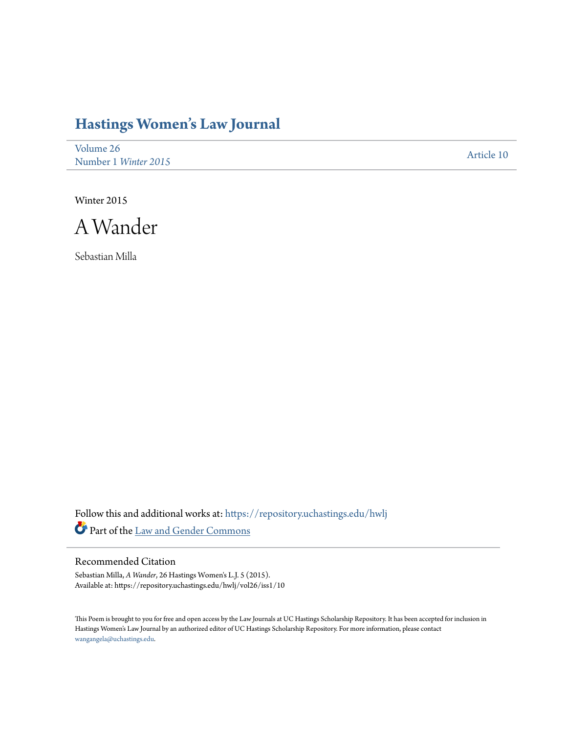# Hastings Women's Law Journal

Volume 26
Number 1 *Winter 2015*

Article 10

Winter 2015

## A Wander

Sebastian Milla

Follow this and additional works at: https://repository.uchastings.edu/hwlj

Part of the Law and Gender Commons

### Recommended Citation

Sebastian Milla, *A Wander*, 26 Hastings Women's L.J. 5 (2015).
Available at: https://repository.uchastings.edu/hwlj/vol26/iss1/10

This Poem is brought to you for free and open access by the Law Journals at UC Hastings Scholarship Repository. It has been accepted for inclusion in Hastings Women's Law Journal by an authorized editor of UC Hastings Scholarship Repository. For more information, please contact wangangela@uchastings.edu.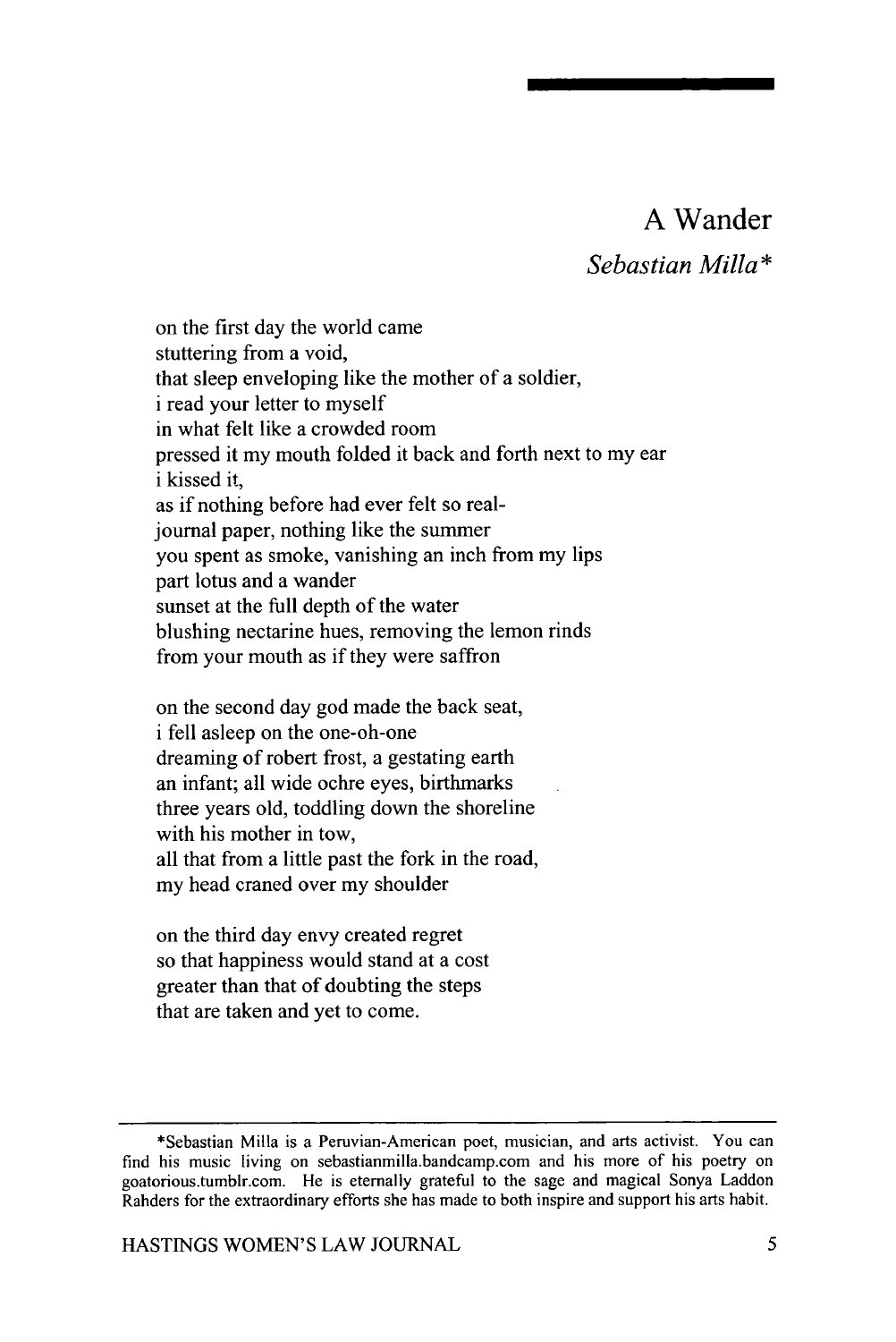# A Wander

*Sebastian Milla**

on the first day the world came  
stuttering from a void,  
that sleep enveloping like the mother of a soldier,  
i read your letter to myself  
in what felt like a crowded room  
pressed it my mouth folded it back and forth next to my ear  
i kissed it,  
as if nothing before had ever felt so real-  
journal paper, nothing like the summer  
you spent as smoke, vanishing an inch from my lips  
part lotus and a wander  
sunset at the full depth of the water  
blushing nectarine hues, removing the lemon rinds  
from your mouth as if they were saffron

on the second day god made the back seat,  
i fell asleep on the one-oh-one  
dreaming of robert frost, a gestating earth  
an infant; all wide ochre eyes, birthmarks  
three years old, toddling down the shoreline  
with his mother in tow,  
all that from a little past the fork in the road,  
my head craned over my shoulder

on the third day envy created regret  
so that happiness would stand at a cost  
greater than that of doubting the steps  
that are taken and yet to come.

---

*Sebastian Milla is a Peruvian-American poet, musician, and arts activist. You can find his music living on sebastianmilla.bandcamp.com and his more of his poetry on goatorious.tumblr.com. He is eternally grateful to the sage and magical Sonya Laddon Rahders for the extraordinary efforts she has made to both inspire and support his arts habit.